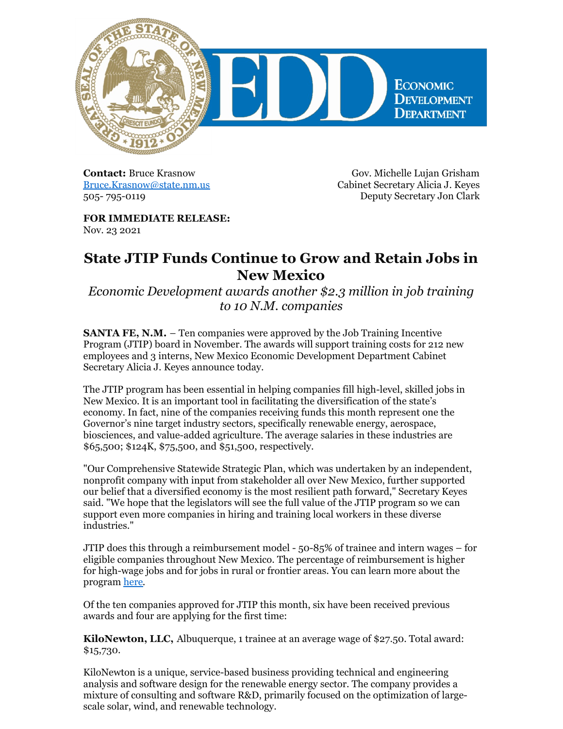Economic Development Department

**Contact:** Bruce Krasnow
[Bruce.Krasnow@state.nm.us](mailto:Bruce.Krasnow@state.nm.us)
505- 795-0119

Gov. Michelle Lujan Grisham
Cabinet Secretary Alicia J. Keyes
Deputy Secretary Jon Clark

**FOR IMMEDIATE RELEASE:**
Nov. 23 2021

# State JTIP Funds Continue to Grow and Retain Jobs in New Mexico

*Economic Development awards another $2.3 million in job training to 10 N.M. companies*

**SANTA FE, N.M.** – Ten companies were approved by the Job Training Incentive Program (JTIP) board in November. The awards will support training costs for 212 new employees and 3 interns, New Mexico Economic Development Department Cabinet Secretary Alicia J. Keyes announce today.

The JTIP program has been essential in helping companies fill high-level, skilled jobs in New Mexico. It is an important tool in facilitating the diversification of the state's economy. In fact, nine of the companies receiving funds this month represent one the Governor's nine target industry sectors, specifically renewable energy, aerospace, biosciences, and value-added agriculture. The average salaries in these industries are $65,500; $124K, $75,500, and $51,500, respectively.

"Our Comprehensive Statewide Strategic Plan, which was undertaken by an independent, nonprofit company with input from stakeholder all over New Mexico, further supported our belief that a diversified economy is the most resilient path forward," Secretary Keyes said. "We hope that the legislators will see the full value of the JTIP program so we can support even more companies in hiring and training local workers in these diverse industries."

JTIP does this through a reimbursement model - 50-85% of trainee and intern wages – for eligible companies throughout New Mexico. The percentage of reimbursement is higher for high-wage jobs and for jobs in rural or frontier areas. You can learn more about the program here.

Of the ten companies approved for JTIP this month, six have been received previous awards and four are applying for the first time:

**KiloNewton, LLC,** Albuquerque, 1 trainee at an average wage of $27.50. Total award: $15,730.

KiloNewton is a unique, service-based business providing technical and engineering analysis and software design for the renewable energy sector. The company provides a mixture of consulting and software R&D, primarily focused on the optimization of large-scale solar, wind, and renewable technology.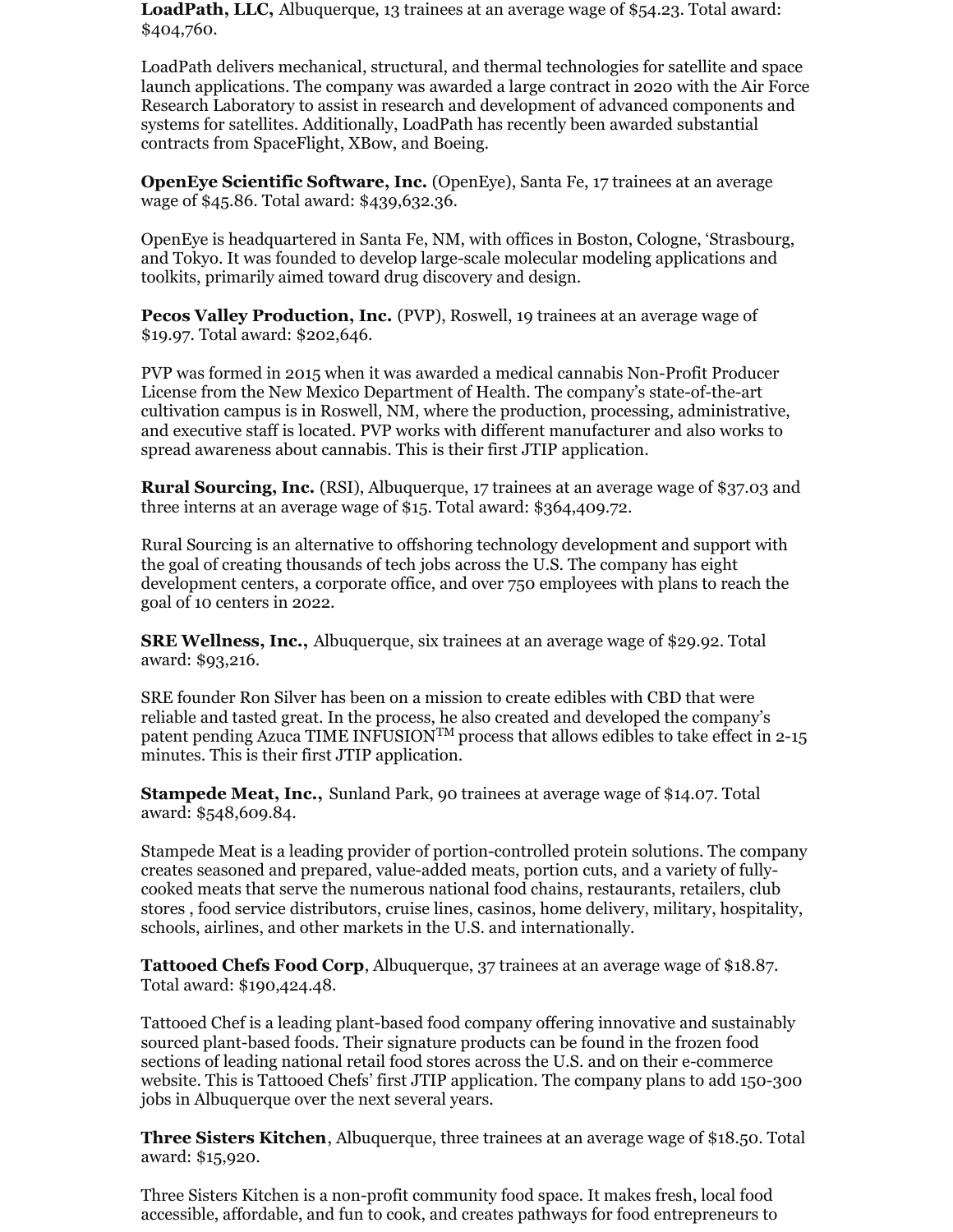**LoadPath, LLC,** Albuquerque, 13 trainees at an average wage of $54.23. Total award: $404,760.

LoadPath delivers mechanical, structural, and thermal technologies for satellite and space launch applications. The company was awarded a large contract in 2020 with the Air Force Research Laboratory to assist in research and development of advanced components and systems for satellites. Additionally, LoadPath has recently been awarded substantial contracts from SpaceFlight, XBow, and Boeing.

**OpenEye Scientific Software, Inc.** (OpenEye), Santa Fe, 17 trainees at an average wage of $45.86. Total award: $439,632.36.

OpenEye is headquartered in Santa Fe, NM, with offices in Boston, Cologne, 'Strasbourg, and Tokyo. It was founded to develop large-scale molecular modeling applications and toolkits, primarily aimed toward drug discovery and design.

**Pecos Valley Production, Inc.** (PVP), Roswell, 19 trainees at an average wage of $19.97. Total award: $202,646.

PVP was formed in 2015 when it was awarded a medical cannabis Non-Profit Producer License from the New Mexico Department of Health. The company's state-of-the-art cultivation campus is in Roswell, NM, where the production, processing, administrative, and executive staff is located. PVP works with different manufacturer and also works to spread awareness about cannabis. This is their first JTIP application.

**Rural Sourcing, Inc.** (RSI), Albuquerque, 17 trainees at an average wage of $37.03 and three interns at an average wage of $15. Total award: $364,409.72.

Rural Sourcing is an alternative to offshoring technology development and support with the goal of creating thousands of tech jobs across the U.S. The company has eight development centers, a corporate office, and over 750 employees with plans to reach the goal of 10 centers in 2022.

**SRE Wellness, Inc.,** Albuquerque, six trainees at an average wage of $29.92. Total award: $93,216.

SRE founder Ron Silver has been on a mission to create edibles with CBD that were reliable and tasted great. In the process, he also created and developed the company's patent pending Azuca TIME INFUSION™ process that allows edibles to take effect in 2-15 minutes. This is their first JTIP application.

**Stampede Meat, Inc.,** Sunland Park, 90 trainees at average wage of $14.07. Total award: $548,609.84.

Stampede Meat is a leading provider of portion-controlled protein solutions. The company creates seasoned and prepared, value-added meats, portion cuts, and a variety of fully-cooked meats that serve the numerous national food chains, restaurants, retailers, club stores , food service distributors, cruise lines, casinos, home delivery, military, hospitality, schools, airlines, and other markets in the U.S. and internationally.

**Tattooed Chefs Food Corp**, Albuquerque, 37 trainees at an average wage of $18.87. Total award: $190,424.48.

Tattooed Chef is a leading plant-based food company offering innovative and sustainably sourced plant-based foods. Their signature products can be found in the frozen food sections of leading national retail food stores across the U.S. and on their e-commerce website. This is Tattooed Chefs' first JTIP application. The company plans to add 150-300 jobs in Albuquerque over the next several years.

**Three Sisters Kitchen**, Albuquerque, three trainees at an average wage of $18.50. Total award: $15,920.

Three Sisters Kitchen is a non-profit community food space. It makes fresh, local food accessible, affordable, and fun to cook, and creates pathways for food entrepreneurs to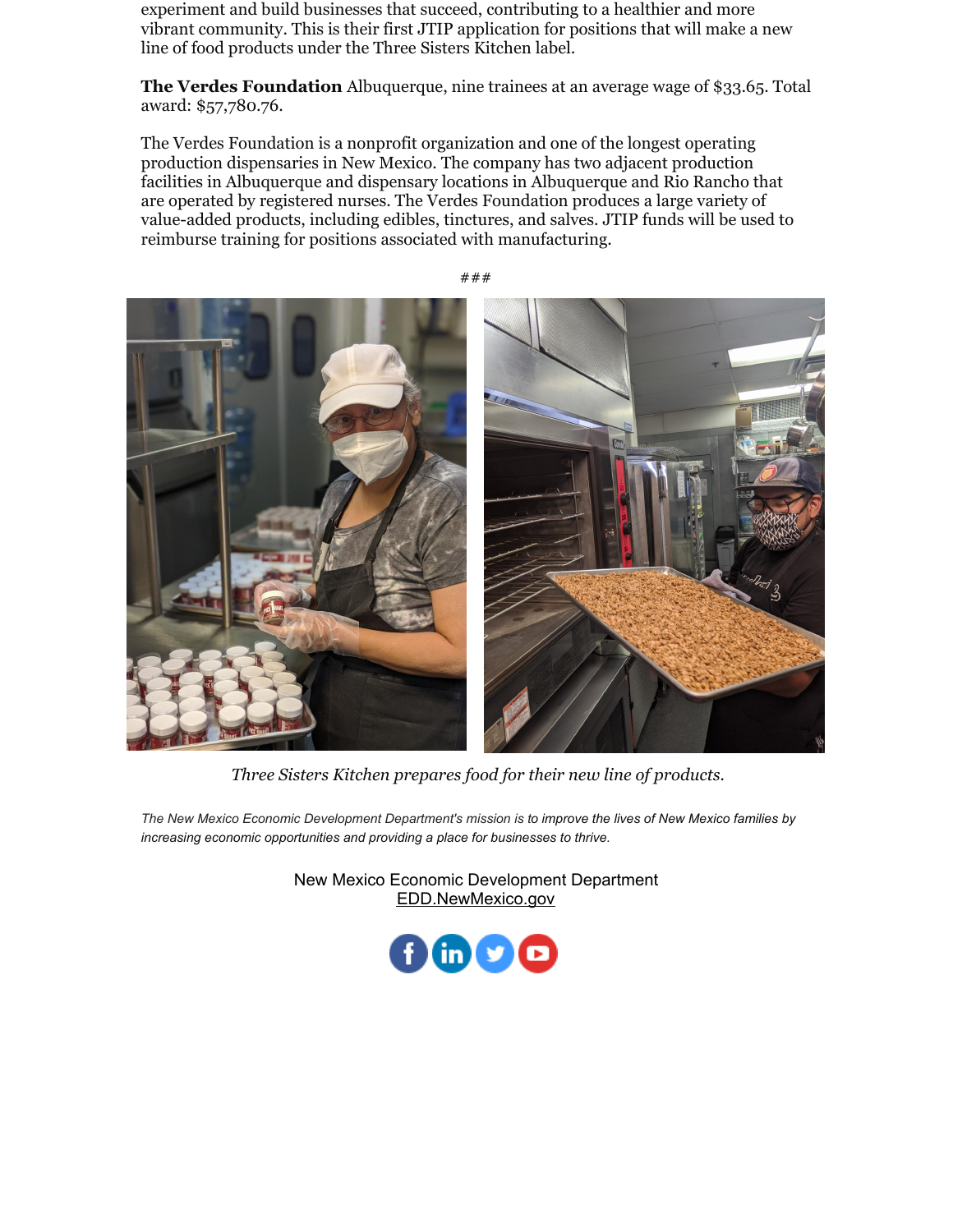experiment and build businesses that succeed, contributing to a healthier and more vibrant community. This is their first JTIP application for positions that will make a new line of food products under the Three Sisters Kitchen label.

**The Verdes Foundation** Albuquerque, nine trainees at an average wage of $33.65. Total award: $57,780.76.

The Verdes Foundation is a nonprofit organization and one of the longest operating production dispensaries in New Mexico. The company has two adjacent production facilities in Albuquerque and dispensary locations in Albuquerque and Rio Rancho that are operated by registered nurses. The Verdes Foundation produces a large variety of value-added products, including edibles, tinctures, and salves. JTIP funds will be used to reimburse training for positions associated with manufacturing.

###

*Three Sisters Kitchen prepares food for their new line of products.*

*The New Mexico Economic Development Department's mission is to improve the lives of New Mexico families by increasing economic opportunities and providing a place for businesses to thrive.*

New Mexico Economic Development Department
EDD.NewMexico.gov